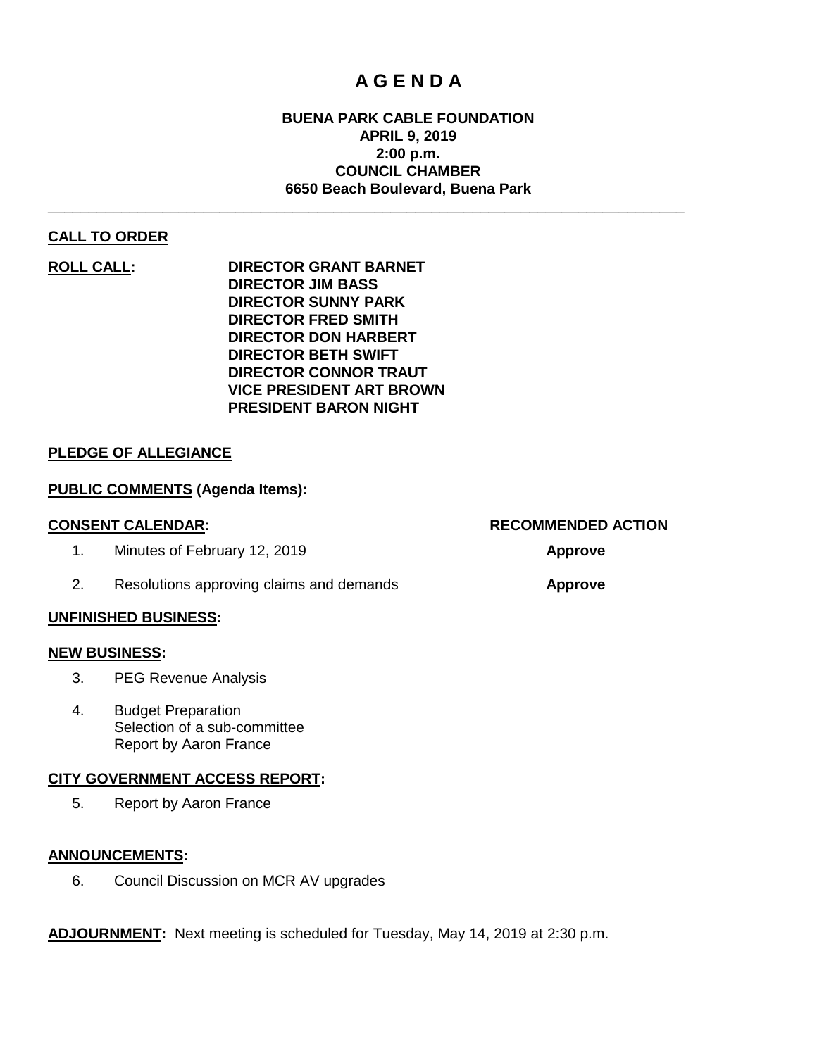# A G E N D A

**BUENA PARK CABLE FOUNDATION**
**APRIL 9, 2019**
**2:00 p.m.**
**COUNCIL CHAMBER**
**6650 Beach Boulevard, Buena Park**

---

**CALL TO ORDER**

**ROLL CALL:**

**DIRECTOR GRANT BARNET**
**DIRECTOR JIM BASS**
**DIRECTOR SUNNY PARK**
**DIRECTOR FRED SMITH**
**DIRECTOR DON HARBERT**
**DIRECTOR BETH SWIFT**
**DIRECTOR CONNOR TRAUT**
**VICE PRESIDENT ART BROWN**
**PRESIDENT BARON NIGHT**

**PLEDGE OF ALLEGIANCE**

**PUBLIC COMMENTS (Agenda Items):**

| **CONSENT CALENDAR:** | **RECOMMENDED ACTION** |
|---|---|
| 1. Minutes of February 12, 2019 | **Approve** |
| 2. Resolutions approving claims and demands | **Approve** |

**UNFINISHED BUSINESS:**

**NEW BUSINESS:**

3. PEG Revenue Analysis

4. Budget Preparation
   Selection of a sub-committee
   Report by Aaron France

**CITY GOVERNMENT ACCESS REPORT:**

5. Report by Aaron France

**ANNOUNCEMENTS:**

6. Council Discussion on MCR AV upgrades

**ADJOURNMENT:** Next meeting is scheduled for Tuesday, May 14, 2019 at 2:30 p.m.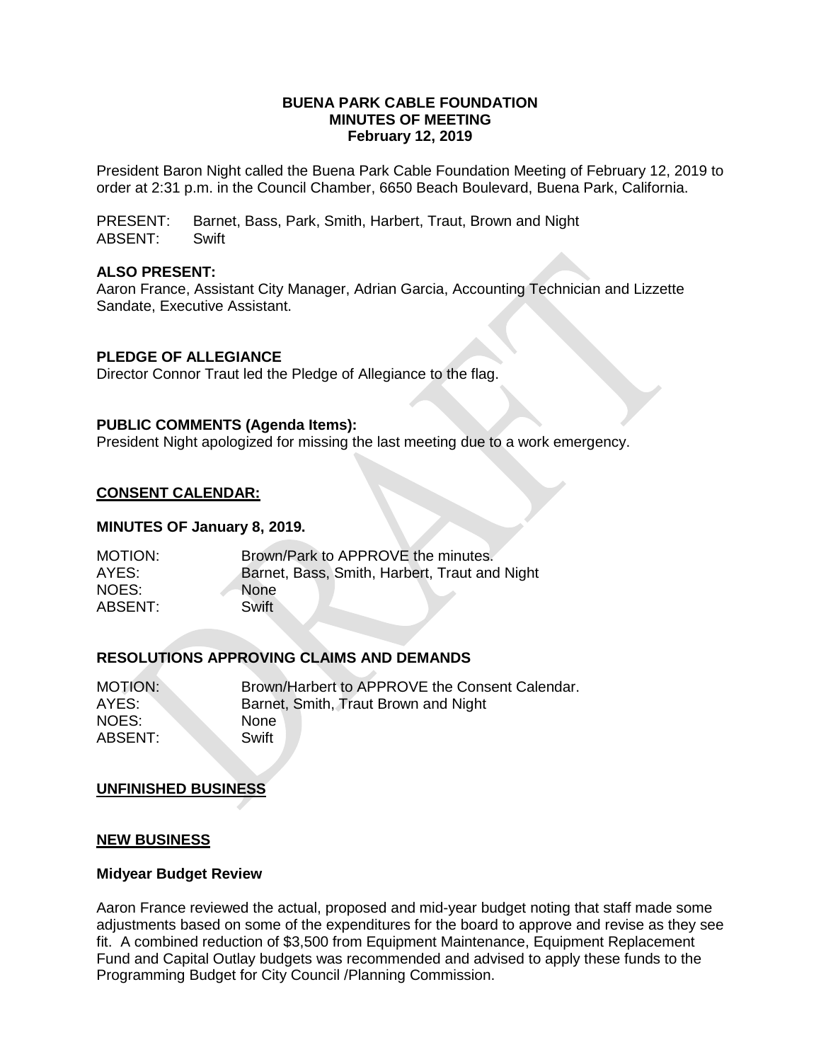**BUENA PARK CABLE FOUNDATION**
**MINUTES OF MEETING**
**February 12, 2019**

President Baron Night called the Buena Park Cable Foundation Meeting of February 12, 2019 to order at 2:31 p.m. in the Council Chamber, 6650 Beach Boulevard, Buena Park, California.

PRESENT: Barnet, Bass, Park, Smith, Harbert, Traut, Brown and Night
ABSENT: Swift

**ALSO PRESENT:**
Aaron France, Assistant City Manager, Adrian Garcia, Accounting Technician and Lizzette Sandate, Executive Assistant.

**PLEDGE OF ALLEGIANCE**
Director Connor Traut led the Pledge of Allegiance to the flag.

**PUBLIC COMMENTS (Agenda Items):**
President Night apologized for missing the last meeting due to a work emergency.

**CONSENT CALENDAR:**

**MINUTES OF January 8, 2019.**

MOTION: Brown/Park to APPROVE the minutes.
AYES: Barnet, Bass, Smith, Harbert, Traut and Night
NOES: None
ABSENT: Swift

**RESOLUTIONS APPROVING CLAIMS AND DEMANDS**

MOTION: Brown/Harbert to APPROVE the Consent Calendar.
AYES: Barnet, Smith, Traut Brown and Night
NOES: None
ABSENT: Swift

**UNFINISHED BUSINESS**

**NEW BUSINESS**

**Midyear Budget Review**

Aaron France reviewed the actual, proposed and mid-year budget noting that staff made some adjustments based on some of the expenditures for the board to approve and revise as they see fit. A combined reduction of $3,500 from Equipment Maintenance, Equipment Replacement Fund and Capital Outlay budgets was recommended and advised to apply these funds to the Programming Budget for City Council /Planning Commission.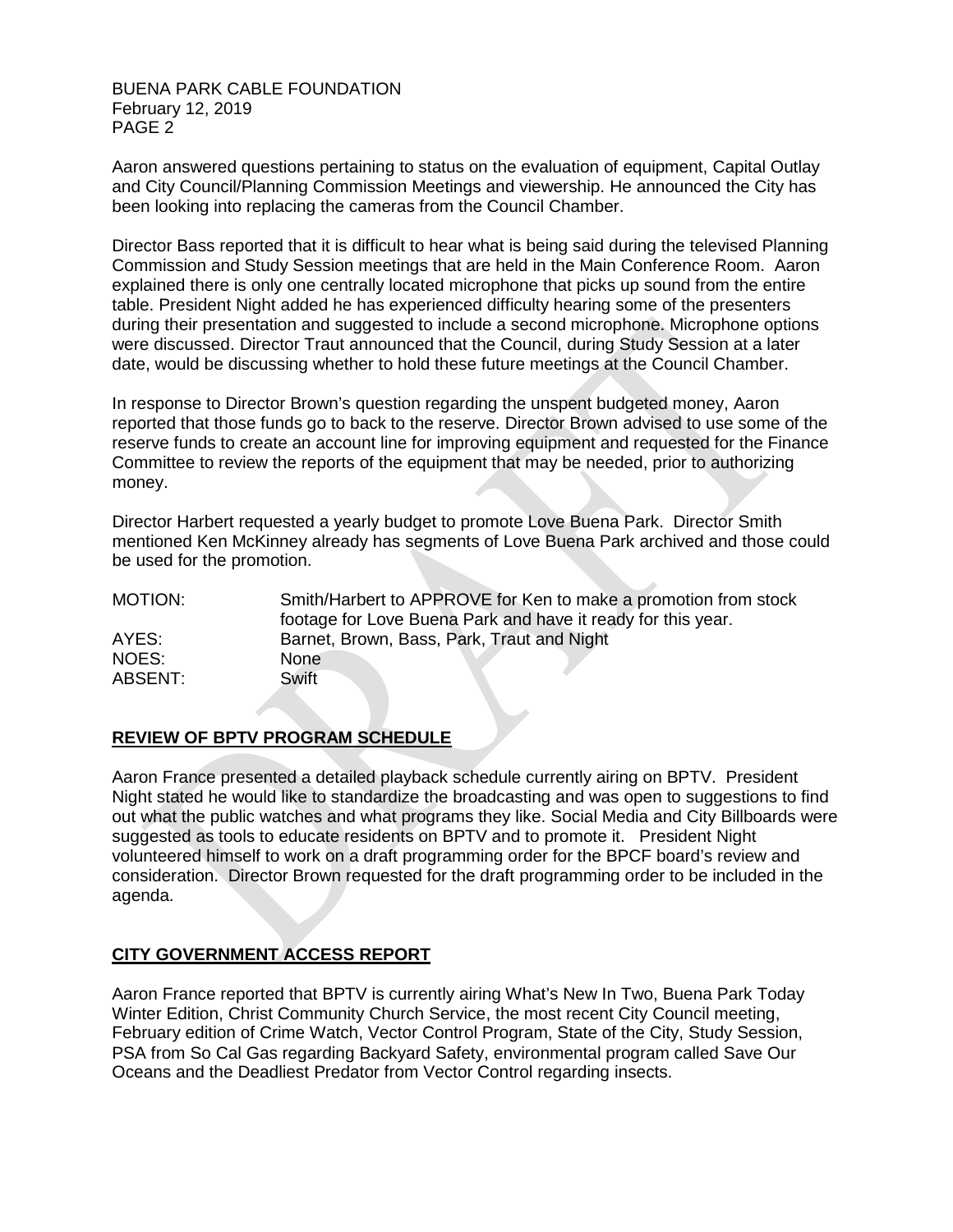Aaron answered questions pertaining to status on the evaluation of equipment, Capital Outlay and City Council/Planning Commission Meetings and viewership. He announced the City has been looking into replacing the cameras from the Council Chamber.

Director Bass reported that it is difficult to hear what is being said during the televised Planning Commission and Study Session meetings that are held in the Main Conference Room. Aaron explained there is only one centrally located microphone that picks up sound from the entire table. President Night added he has experienced difficulty hearing some of the presenters during their presentation and suggested to include a second microphone. Microphone options were discussed. Director Traut announced that the Council, during Study Session at a later date, would be discussing whether to hold these future meetings at the Council Chamber.

In response to Director Brown's question regarding the unspent budgeted money, Aaron reported that those funds go to back to the reserve. Director Brown advised to use some of the reserve funds to create an account line for improving equipment and requested for the Finance Committee to review the reports of the equipment that may be needed, prior to authorizing money.

Director Harbert requested a yearly budget to promote Love Buena Park. Director Smith mentioned Ken McKinney already has segments of Love Buena Park archived and those could be used for the promotion.

| | |
|---|---|
| MOTION: | Smith/Harbert to APPROVE for Ken to make a promotion from stock footage for Love Buena Park and have it ready for this year. |
| AYES: | Barnet, Brown, Bass, Park, Traut and Night |
| NOES: | None |
| ABSENT: | Swift |

## REVIEW OF BPTV PROGRAM SCHEDULE

Aaron France presented a detailed playback schedule currently airing on BPTV. President Night stated he would like to standardize the broadcasting and was open to suggestions to find out what the public watches and what programs they like. Social Media and City Billboards were suggested as tools to educate residents on BPTV and to promote it. President Night volunteered himself to work on a draft programming order for the BPCF board's review and consideration. Director Brown requested for the draft programming order to be included in the agenda.

## CITY GOVERNMENT ACCESS REPORT

Aaron France reported that BPTV is currently airing What's New In Two, Buena Park Today Winter Edition, Christ Community Church Service, the most recent City Council meeting, February edition of Crime Watch, Vector Control Program, State of the City, Study Session, PSA from So Cal Gas regarding Backyard Safety, environmental program called Save Our Oceans and the Deadliest Predator from Vector Control regarding insects.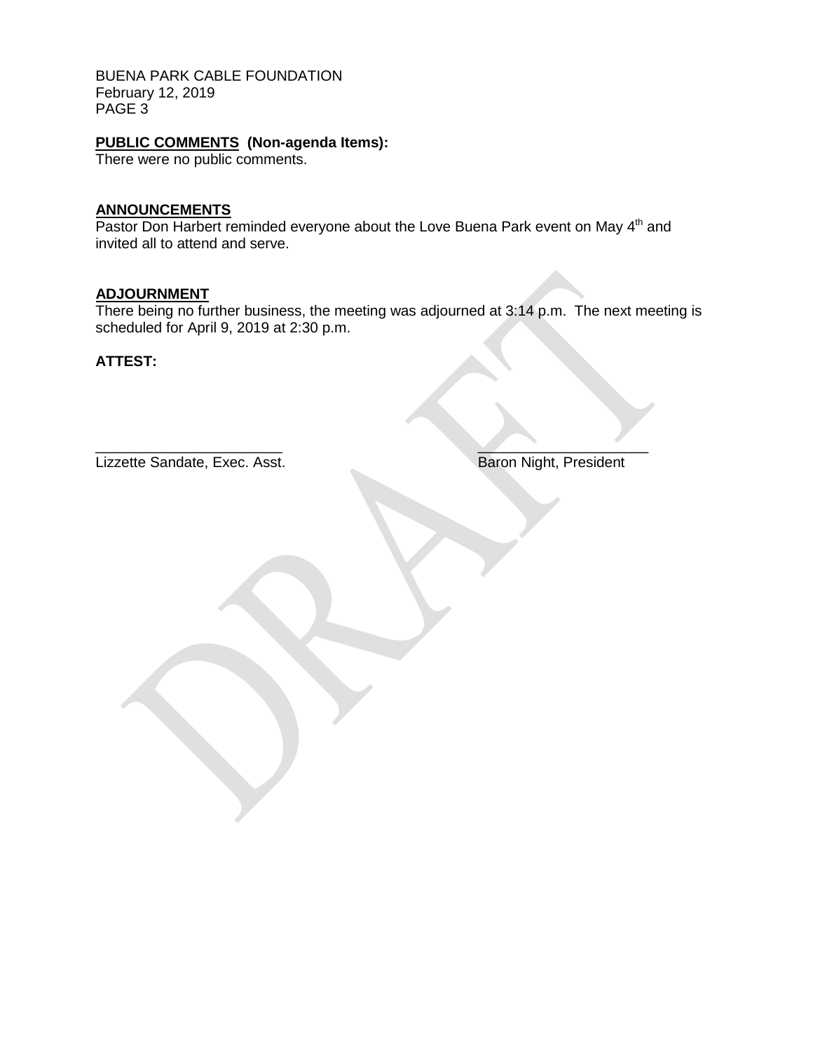**PUBLIC COMMENTS (Non-agenda Items):**
There were no public comments.

**ANNOUNCEMENTS**
Pastor Don Harbert reminded everyone about the Love Buena Park event on May 4th and invited all to attend and serve.

**ADJOURNMENT**
There being no further business, the meeting was adjourned at 3:14 p.m. The next meeting is scheduled for April 9, 2019 at 2:30 p.m.

**ATTEST:**

________________________ ________________________
Lizzette Sandate, Exec. Asst. Baron Night, President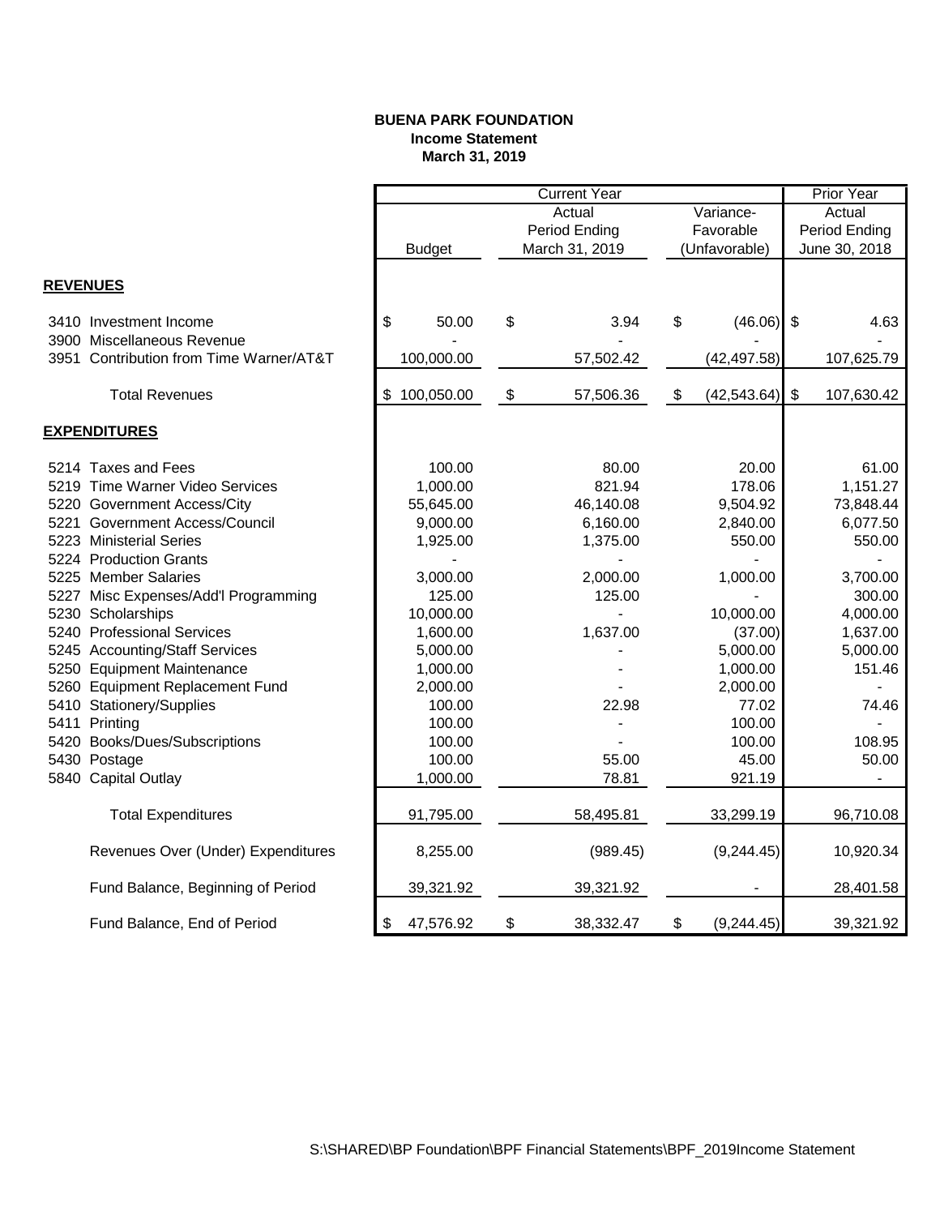**BUENA PARK FOUNDATION**
**Income Statement**
**March 31, 2019**

| | Current Year | | | Prior Year |
|---|---|---|---|---|
| | Budget | Actual Period Ending March 31, 2019 | Variance- Favorable (Unfavorable) | Actual Period Ending June 30, 2018 |
| **REVENUES** | | | | |
| 3410 Investment Income | $ 50.00 | $ 3.94 | $ (46.06) | $ 4.63 |
| 3900 Miscellaneous Revenue | - | - | - | - |
| 3951 Contribution from Time Warner/AT&T | 100,000.00 | 57,502.42 | (42,497.58) | 107,625.79 |
| Total Revenues | $ 100,050.00 | $ 57,506.36 | $ (42,543.64) | $ 107,630.42 |
| **EXPENDITURES** | | | | |
| 5214 Taxes and Fees | 100.00 | 80.00 | 20.00 | 61.00 |
| 5219 Time Warner Video Services | 1,000.00 | 821.94 | 178.06 | 1,151.27 |
| 5220 Government Access/City | 55,645.00 | 46,140.08 | 9,504.92 | 73,848.44 |
| 5221 Government Access/Council | 9,000.00 | 6,160.00 | 2,840.00 | 6,077.50 |
| 5223 Ministerial Series | 1,925.00 | 1,375.00 | 550.00 | 550.00 |
| 5224 Production Grants | - | - | - | - |
| 5225 Member Salaries | 3,000.00 | 2,000.00 | 1,000.00 | 3,700.00 |
| 5227 Misc Expenses/Add'l Programming | 125.00 | 125.00 | - | 300.00 |
| 5230 Scholarships | 10,000.00 | - | 10,000.00 | 4,000.00 |
| 5240 Professional Services | 1,600.00 | 1,637.00 | (37.00) | 1,637.00 |
| 5245 Accounting/Staff Services | 5,000.00 | - | 5,000.00 | 5,000.00 |
| 5250 Equipment Maintenance | 1,000.00 | - | 1,000.00 | 151.46 |
| 5260 Equipment Replacement Fund | 2,000.00 | - | 2,000.00 | - |
| 5410 Stationery/Supplies | 100.00 | 22.98 | 77.02 | 74.46 |
| 5411 Printing | 100.00 | - | 100.00 | - |
| 5420 Books/Dues/Subscriptions | 100.00 | - | 100.00 | 108.95 |
| 5430 Postage | 100.00 | 55.00 | 45.00 | 50.00 |
| 5840 Capital Outlay | 1,000.00 | 78.81 | 921.19 | - |
| Total Expenditures | 91,795.00 | 58,495.81 | 33,299.19 | 96,710.08 |
| Revenues Over (Under) Expenditures | 8,255.00 | (989.45) | (9,244.45) | 10,920.34 |
| Fund Balance, Beginning of Period | 39,321.92 | 39,321.92 | - | 28,401.58 |
| Fund Balance, End of Period | $ 47,576.92 | $ 38,332.47 | $ (9,244.45) | 39,321.92 |

S:\SHARED\BP Foundation\BPF Financial Statements\BPF_2019Income Statement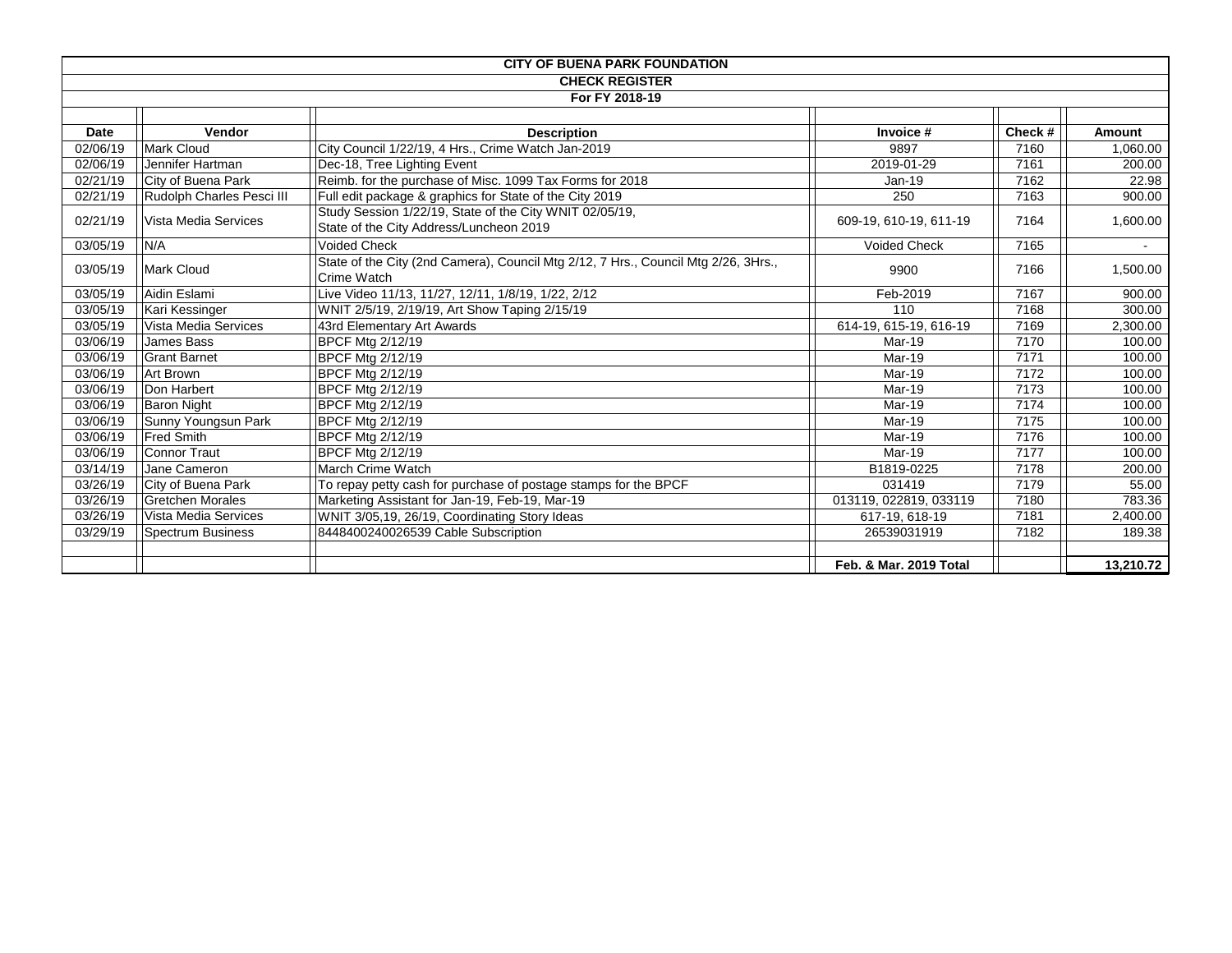**CITY OF BUENA PARK FOUNDATION**

**CHECK REGISTER**

**For FY 2018-19**

| Date | Vendor | Description | Invoice # | Check # | Amount |
|---|---|---|---|---|---|
| 02/06/19 | Mark Cloud | City Council 1/22/19, 4 Hrs., Crime Watch Jan-2019 | 9897 | 7160 | 1,060.00 |
| 02/06/19 | Jennifer Hartman | Dec-18, Tree Lighting Event | 2019-01-29 | 7161 | 200.00 |
| 02/21/19 | City of Buena Park | Reimb. for the purchase of Misc. 1099 Tax Forms for 2018 | Jan-19 | 7162 | 22.98 |
| 02/21/19 | Rudolph Charles Pesci III | Full edit package & graphics for State of the City 2019 | 250 | 7163 | 900.00 |
| 02/21/19 | Vista Media Services | Study Session 1/22/19, State of the City WNIT 02/05/19, State of the City Address/Luncheon 2019 | 609-19, 610-19, 611-19 | 7164 | 1,600.00 |
| 03/05/19 | N/A | Voided Check | Voided Check | 7165 | - |
| 03/05/19 | Mark Cloud | State of the City (2nd Camera), Council Mtg 2/12, 7 Hrs., Council Mtg 2/26, 3Hrs., Crime Watch | 9900 | 7166 | 1,500.00 |
| 03/05/19 | Aidin Eslami | Live Video 11/13, 11/27, 12/11, 1/8/19, 1/22, 2/12 | Feb-2019 | 7167 | 900.00 |
| 03/05/19 | Kari Kessinger | WNIT 2/5/19, 2/19/19, Art Show Taping 2/15/19 | 110 | 7168 | 300.00 |
| 03/05/19 | Vista Media Services | 43rd Elementary Art Awards | 614-19, 615-19, 616-19 | 7169 | 2,300.00 |
| 03/06/19 | James Bass | BPCF Mtg 2/12/19 | Mar-19 | 7170 | 100.00 |
| 03/06/19 | Grant Barnet | BPCF Mtg 2/12/19 | Mar-19 | 7171 | 100.00 |
| 03/06/19 | Art Brown | BPCF Mtg 2/12/19 | Mar-19 | 7172 | 100.00 |
| 03/06/19 | Don Harbert | BPCF Mtg 2/12/19 | Mar-19 | 7173 | 100.00 |
| 03/06/19 | Baron Night | BPCF Mtg 2/12/19 | Mar-19 | 7174 | 100.00 |
| 03/06/19 | Sunny Youngsun Park | BPCF Mtg 2/12/19 | Mar-19 | 7175 | 100.00 |
| 03/06/19 | Fred Smith | BPCF Mtg 2/12/19 | Mar-19 | 7176 | 100.00 |
| 03/06/19 | Connor Traut | BPCF Mtg 2/12/19 | Mar-19 | 7177 | 100.00 |
| 03/14/19 | Jane Cameron | March Crime Watch | B1819-0225 | 7178 | 200.00 |
| 03/26/19 | City of Buena Park | To repay petty cash for purchase of postage stamps for the BPCF | 031419 | 7179 | 55.00 |
| 03/26/19 | Gretchen Morales | Marketing Assistant for Jan-19, Feb-19, Mar-19 | 013119, 022819, 033119 | 7180 | 783.36 |
| 03/26/19 | Vista Media Services | WNIT 3/05,19, 26/19, Coordinating Story Ideas | 617-19, 618-19 | 7181 | 2,400.00 |
| 03/29/19 | Spectrum Business | 8448400240026539 Cable Subscription | 26539031919 | 7182 | 189.38 |
| | | | | | |
| | | | **Feb. & Mar. 2019 Total** | | **13,210.72** |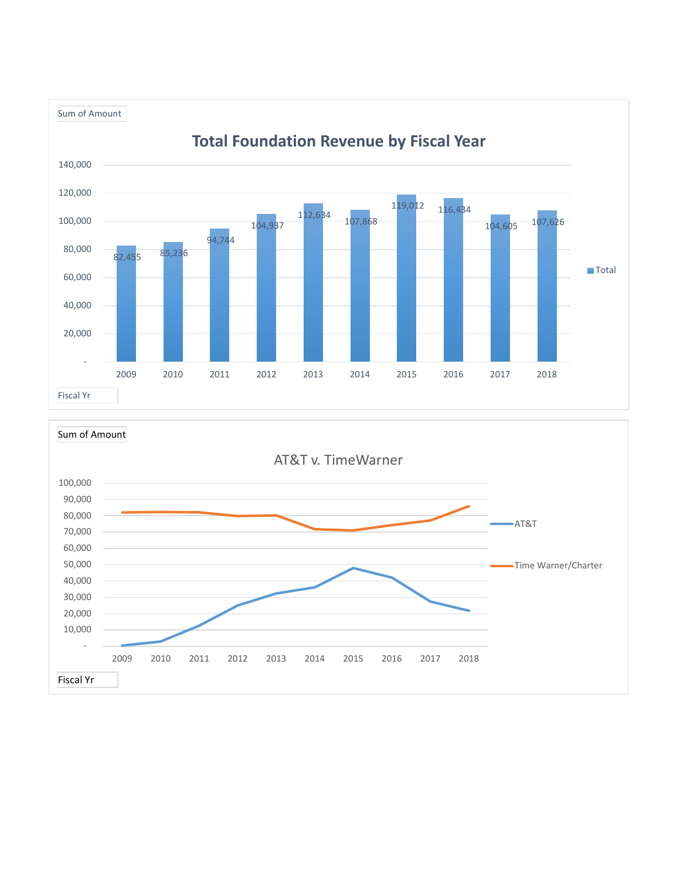Sum of Amount

## Total Foundation Revenue by Fiscal Year

140,000
120,000
100,000
80,000
60,000
40,000
20,000
-

82,455
85,236
94,744
104,937
112,634
107,868
119,012
116,434
104,605
107,626

2009 2010 2011 2012 2013 2014 2015 2016 2017 2018

Total

Fiscal Yr

Sum of Amount

## AT&T v. TimeWarner

100,000
90,000
80,000
70,000
60,000
50,000
40,000
30,000
20,000
10,000
-

2009 2010 2011 2012 2013 2014 2015 2016 2017 2018

AT&T

Time Warner/Charter

Fiscal Yr